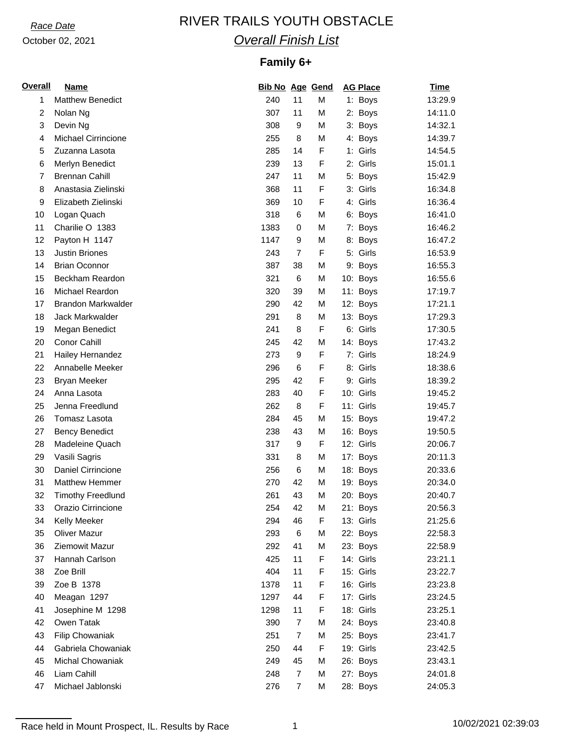*Race Date*

October 02, 2021

# RIVER TRAILS YOUTH OBSTACLE

## *Overall Finish List*

### Family 6+

| Overall | Name | Bib No | Age | Gend | AG Place | Time |
|---|---|---|---|---|---|---|
| 1 | Matthew Benedict | 240 | 11 | M | 1: Boys | 13:29.9 |
| 2 | Nolan Ng | 307 | 11 | M | 2: Boys | 14:11.0 |
| 3 | Devin Ng | 308 | 9 | M | 3: Boys | 14:32.1 |
| 4 | Michael Cirrincione | 255 | 8 | M | 4: Boys | 14:39.7 |
| 5 | Zuzanna Lasota | 285 | 14 | F | 1: Girls | 14:54.5 |
| 6 | Merlyn Benedict | 239 | 13 | F | 2: Girls | 15:01.1 |
| 7 | Brennan Cahill | 247 | 11 | M | 5: Boys | 15:42.9 |
| 8 | Anastasia Zielinski | 368 | 11 | F | 3: Girls | 16:34.8 |
| 9 | Elizabeth Zielinski | 369 | 10 | F | 4: Girls | 16:36.4 |
| 10 | Logan Quach | 318 | 6 | M | 6: Boys | 16:41.0 |
| 11 | Charilie O 1383 | 1383 | 0 | M | 7: Boys | 16:46.2 |
| 12 | Payton H 1147 | 1147 | 9 | M | 8: Boys | 16:47.2 |
| 13 | Justin Briones | 243 | 7 | F | 5: Girls | 16:53.9 |
| 14 | Brian Oconnor | 387 | 38 | M | 9: Boys | 16:55.3 |
| 15 | Beckham Reardon | 321 | 6 | M | 10: Boys | 16:55.6 |
| 16 | Michael Reardon | 320 | 39 | M | 11: Boys | 17:19.7 |
| 17 | Brandon Markwalder | 290 | 42 | M | 12: Boys | 17:21.1 |
| 18 | Jack Markwalder | 291 | 8 | M | 13: Boys | 17:29.3 |
| 19 | Megan Benedict | 241 | 8 | F | 6: Girls | 17:30.5 |
| 20 | Conor Cahill | 245 | 42 | M | 14: Boys | 17:43.2 |
| 21 | Hailey Hernandez | 273 | 9 | F | 7: Girls | 18:24.9 |
| 22 | Annabelle Meeker | 296 | 6 | F | 8: Girls | 18:38.6 |
| 23 | Bryan Meeker | 295 | 42 | F | 9: Girls | 18:39.2 |
| 24 | Anna Lasota | 283 | 40 | F | 10: Girls | 19:45.2 |
| 25 | Jenna Freedlund | 262 | 8 | F | 11: Girls | 19:45.7 |
| 26 | Tomasz Lasota | 284 | 45 | M | 15: Boys | 19:47.2 |
| 27 | Bency Benedict | 238 | 43 | M | 16: Boys | 19:50.5 |
| 28 | Madeleine Quach | 317 | 9 | F | 12: Girls | 20:06.7 |
| 29 | Vasili Sagris | 331 | 8 | M | 17: Boys | 20:11.3 |
| 30 | Daniel Cirrincione | 256 | 6 | M | 18: Boys | 20:33.6 |
| 31 | Matthew Hemmer | 270 | 42 | M | 19: Boys | 20:34.0 |
| 32 | Timothy Freedlund | 261 | 43 | M | 20: Boys | 20:40.7 |
| 33 | Orazio Cirrincione | 254 | 42 | M | 21: Boys | 20:56.3 |
| 34 | Kelly Meeker | 294 | 46 | F | 13: Girls | 21:25.6 |
| 35 | Oliver Mazur | 293 | 6 | M | 22: Boys | 22:58.3 |
| 36 | Ziemowit Mazur | 292 | 41 | M | 23: Boys | 22:58.9 |
| 37 | Hannah Carlson | 425 | 11 | F | 14: Girls | 23:21.1 |
| 38 | Zoe Brill | 404 | 11 | F | 15: Girls | 23:22.7 |
| 39 | Zoe B 1378 | 1378 | 11 | F | 16: Girls | 23:23.8 |
| 40 | Meagan 1297 | 1297 | 44 | F | 17: Girls | 23:24.5 |
| 41 | Josephine M 1298 | 1298 | 11 | F | 18: Girls | 23:25.1 |
| 42 | Owen Tatak | 390 | 7 | M | 24: Boys | 23:40.8 |
| 43 | Filip Chowaniak | 251 | 7 | M | 25: Boys | 23:41.7 |
| 44 | Gabriela Chowaniak | 250 | 44 | F | 19: Girls | 23:42.5 |
| 45 | Michal Chowaniak | 249 | 45 | M | 26: Boys | 23:43.1 |
| 46 | Liam Cahill | 248 | 7 | M | 27: Boys | 24:01.8 |
| 47 | Michael Jablonski | 276 | 7 | M | 28: Boys | 24:05.3 |

Race held in Mount Prospect, IL. Results by Race

10/02/2021 02:39:03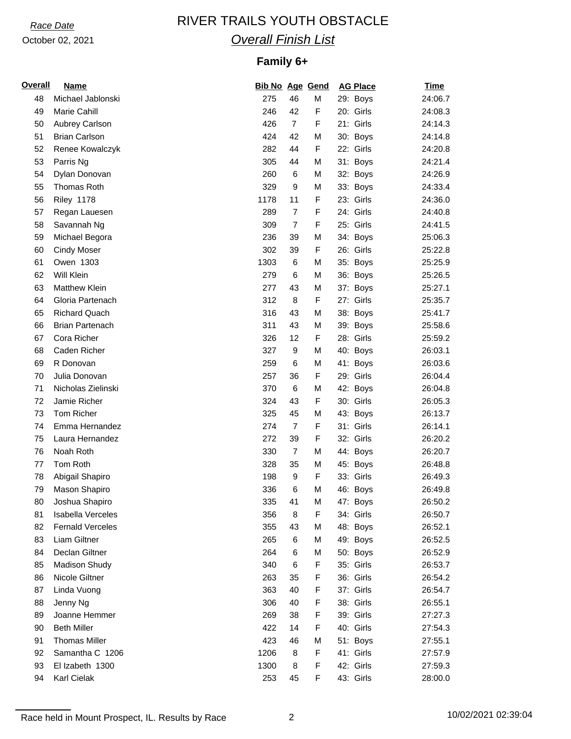*Race Date*

October 02, 2021

# RIVER TRAILS YOUTH OBSTACLE

## *Overall Finish List*

### Family 6+

| Overall | Name | Bib No | Age | Gend | AG Place | Time |
|---|---|---|---|---|---|---|
| 48 | Michael Jablonski | 275 | 46 | M | 29: Boys | 24:06.7 |
| 49 | Marie Cahill | 246 | 42 | F | 20: Girls | 24:08.3 |
| 50 | Aubrey Carlson | 426 | 7 | F | 21: Girls | 24:14.3 |
| 51 | Brian Carlson | 424 | 42 | M | 30: Boys | 24:14.8 |
| 52 | Renee Kowalczyk | 282 | 44 | F | 22: Girls | 24:20.8 |
| 53 | Parris Ng | 305 | 44 | M | 31: Boys | 24:21.4 |
| 54 | Dylan Donovan | 260 | 6 | M | 32: Boys | 24:26.9 |
| 55 | Thomas Roth | 329 | 9 | M | 33: Boys | 24:33.4 |
| 56 | Riley 1178 | 1178 | 11 | F | 23: Girls | 24:36.0 |
| 57 | Regan Lauesen | 289 | 7 | F | 24: Girls | 24:40.8 |
| 58 | Savannah Ng | 309 | 7 | F | 25: Girls | 24:41.5 |
| 59 | Michael Begora | 236 | 39 | M | 34: Boys | 25:06.3 |
| 60 | Cindy Moser | 302 | 39 | F | 26: Girls | 25:22.8 |
| 61 | Owen 1303 | 1303 | 6 | M | 35: Boys | 25:25.9 |
| 62 | Will Klein | 279 | 6 | M | 36: Boys | 25:26.5 |
| 63 | Matthew Klein | 277 | 43 | M | 37: Boys | 25:27.1 |
| 64 | Gloria Partenach | 312 | 8 | F | 27: Girls | 25:35.7 |
| 65 | Richard Quach | 316 | 43 | M | 38: Boys | 25:41.7 |
| 66 | Brian Partenach | 311 | 43 | M | 39: Boys | 25:58.6 |
| 67 | Cora Richer | 326 | 12 | F | 28: Girls | 25:59.2 |
| 68 | Caden Richer | 327 | 9 | M | 40: Boys | 26:03.1 |
| 69 | R Donovan | 259 | 6 | M | 41: Boys | 26:03.6 |
| 70 | Julia Donovan | 257 | 36 | F | 29: Girls | 26:04.4 |
| 71 | Nicholas Zielinski | 370 | 6 | M | 42: Boys | 26:04.8 |
| 72 | Jamie Richer | 324 | 43 | F | 30: Girls | 26:05.3 |
| 73 | Tom Richer | 325 | 45 | M | 43: Boys | 26:13.7 |
| 74 | Emma Hernandez | 274 | 7 | F | 31: Girls | 26:14.1 |
| 75 | Laura Hernandez | 272 | 39 | F | 32: Girls | 26:20.2 |
| 76 | Noah Roth | 330 | 7 | M | 44: Boys | 26:20.7 |
| 77 | Tom Roth | 328 | 35 | M | 45: Boys | 26:48.8 |
| 78 | Abigail Shapiro | 198 | 9 | F | 33: Girls | 26:49.3 |
| 79 | Mason Shapiro | 336 | 6 | M | 46: Boys | 26:49.8 |
| 80 | Joshua Shapiro | 335 | 41 | M | 47: Boys | 26:50.2 |
| 81 | Isabella Verceles | 356 | 8 | F | 34: Girls | 26:50.7 |
| 82 | Fernald Verceles | 355 | 43 | M | 48: Boys | 26:52.1 |
| 83 | Liam Giltner | 265 | 6 | M | 49: Boys | 26:52.5 |
| 84 | Declan Giltner | 264 | 6 | M | 50: Boys | 26:52.9 |
| 85 | Madison Shudy | 340 | 6 | F | 35: Girls | 26:53.7 |
| 86 | Nicole Giltner | 263 | 35 | F | 36: Girls | 26:54.2 |
| 87 | Linda Vuong | 363 | 40 | F | 37: Girls | 26:54.7 |
| 88 | Jenny Ng | 306 | 40 | F | 38: Girls | 26:55.1 |
| 89 | Joanne Hemmer | 269 | 38 | F | 39: Girls | 27:27.3 |
| 90 | Beth Miller | 422 | 14 | F | 40: Girls | 27:54.3 |
| 91 | Thomas Miller | 423 | 46 | M | 51: Boys | 27:55.1 |
| 92 | Samantha C 1206 | 1206 | 8 | F | 41: Girls | 27:57.9 |
| 93 | El Izabeth 1300 | 1300 | 8 | F | 42: Girls | 27:59.3 |
| 94 | Karl Cielak | 253 | 45 | F | 43: Girls | 28:00.0 |

Race held in Mount Prospect, IL. Results by Race 10/02/2021 02:39:04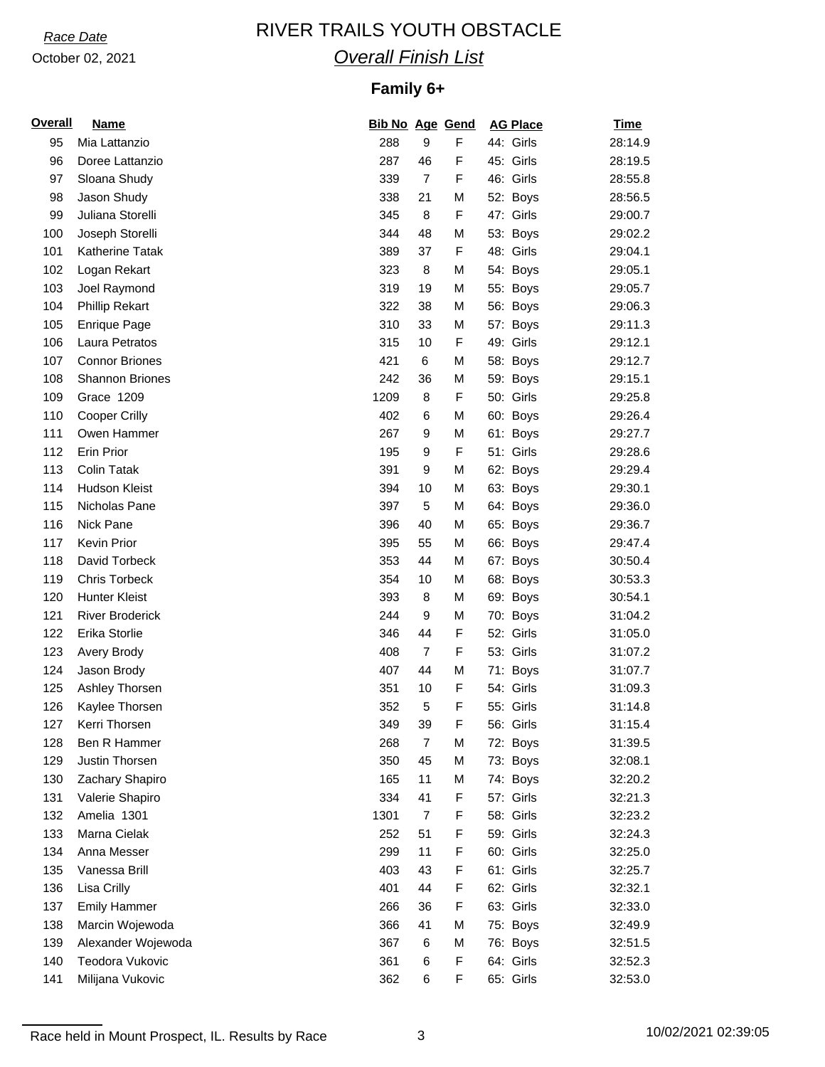*Race Date*

October 02, 2021

# RIVER TRAILS YOUTH OBSTACLE

## *Overall Finish List*

### Family 6+

| Overall | Name | Bib No | Age | Gend | AG Place | Time |
|---|---|---|---|---|---|---|
| 95 | Mia Lattanzio | 288 | 9 | F | 44: Girls | 28:14.9 |
| 96 | Doree Lattanzio | 287 | 46 | F | 45: Girls | 28:19.5 |
| 97 | Sloana Shudy | 339 | 7 | F | 46: Girls | 28:55.8 |
| 98 | Jason Shudy | 338 | 21 | M | 52: Boys | 28:56.5 |
| 99 | Juliana Storelli | 345 | 8 | F | 47: Girls | 29:00.7 |
| 100 | Joseph Storelli | 344 | 48 | M | 53: Boys | 29:02.2 |
| 101 | Katherine Tatak | 389 | 37 | F | 48: Girls | 29:04.1 |
| 102 | Logan Rekart | 323 | 8 | M | 54: Boys | 29:05.1 |
| 103 | Joel Raymond | 319 | 19 | M | 55: Boys | 29:05.7 |
| 104 | Phillip Rekart | 322 | 38 | M | 56: Boys | 29:06.3 |
| 105 | Enrique Page | 310 | 33 | M | 57: Boys | 29:11.3 |
| 106 | Laura Petratos | 315 | 10 | F | 49: Girls | 29:12.1 |
| 107 | Connor Briones | 421 | 6 | M | 58: Boys | 29:12.7 |
| 108 | Shannon Briones | 242 | 36 | M | 59: Boys | 29:15.1 |
| 109 | Grace 1209 | 1209 | 8 | F | 50: Girls | 29:25.8 |
| 110 | Cooper Crilly | 402 | 6 | M | 60: Boys | 29:26.4 |
| 111 | Owen Hammer | 267 | 9 | M | 61: Boys | 29:27.7 |
| 112 | Erin Prior | 195 | 9 | F | 51: Girls | 29:28.6 |
| 113 | Colin Tatak | 391 | 9 | M | 62: Boys | 29:29.4 |
| 114 | Hudson Kleist | 394 | 10 | M | 63: Boys | 29:30.1 |
| 115 | Nicholas Pane | 397 | 5 | M | 64: Boys | 29:36.0 |
| 116 | Nick Pane | 396 | 40 | M | 65: Boys | 29:36.7 |
| 117 | Kevin Prior | 395 | 55 | M | 66: Boys | 29:47.4 |
| 118 | David Torbeck | 353 | 44 | M | 67: Boys | 30:50.4 |
| 119 | Chris Torbeck | 354 | 10 | M | 68: Boys | 30:53.3 |
| 120 | Hunter Kleist | 393 | 8 | M | 69: Boys | 30:54.1 |
| 121 | River Broderick | 244 | 9 | M | 70: Boys | 31:04.2 |
| 122 | Erika Storlie | 346 | 44 | F | 52: Girls | 31:05.0 |
| 123 | Avery Brody | 408 | 7 | F | 53: Girls | 31:07.2 |
| 124 | Jason Brody | 407 | 44 | M | 71: Boys | 31:07.7 |
| 125 | Ashley Thorsen | 351 | 10 | F | 54: Girls | 31:09.3 |
| 126 | Kaylee Thorsen | 352 | 5 | F | 55: Girls | 31:14.8 |
| 127 | Kerri Thorsen | 349 | 39 | F | 56: Girls | 31:15.4 |
| 128 | Ben R Hammer | 268 | 7 | M | 72: Boys | 31:39.5 |
| 129 | Justin Thorsen | 350 | 45 | M | 73: Boys | 32:08.1 |
| 130 | Zachary Shapiro | 165 | 11 | M | 74: Boys | 32:20.2 |
| 131 | Valerie Shapiro | 334 | 41 | F | 57: Girls | 32:21.3 |
| 132 | Amelia 1301 | 1301 | 7 | F | 58: Girls | 32:23.2 |
| 133 | Marna Cielak | 252 | 51 | F | 59: Girls | 32:24.3 |
| 134 | Anna Messer | 299 | 11 | F | 60: Girls | 32:25.0 |
| 135 | Vanessa Brill | 403 | 43 | F | 61: Girls | 32:25.7 |
| 136 | Lisa Crilly | 401 | 44 | F | 62: Girls | 32:32.1 |
| 137 | Emily Hammer | 266 | 36 | F | 63: Girls | 32:33.0 |
| 138 | Marcin Wojewoda | 366 | 41 | M | 75: Boys | 32:49.9 |
| 139 | Alexander Wojewoda | 367 | 6 | M | 76: Boys | 32:51.5 |
| 140 | Teodora Vukovic | 361 | 6 | F | 64: Girls | 32:52.3 |
| 141 | Milijana Vukovic | 362 | 6 | F | 65: Girls | 32:53.0 |

Race held in Mount Prospect, IL. Results by Race

10/02/2021 02:39:05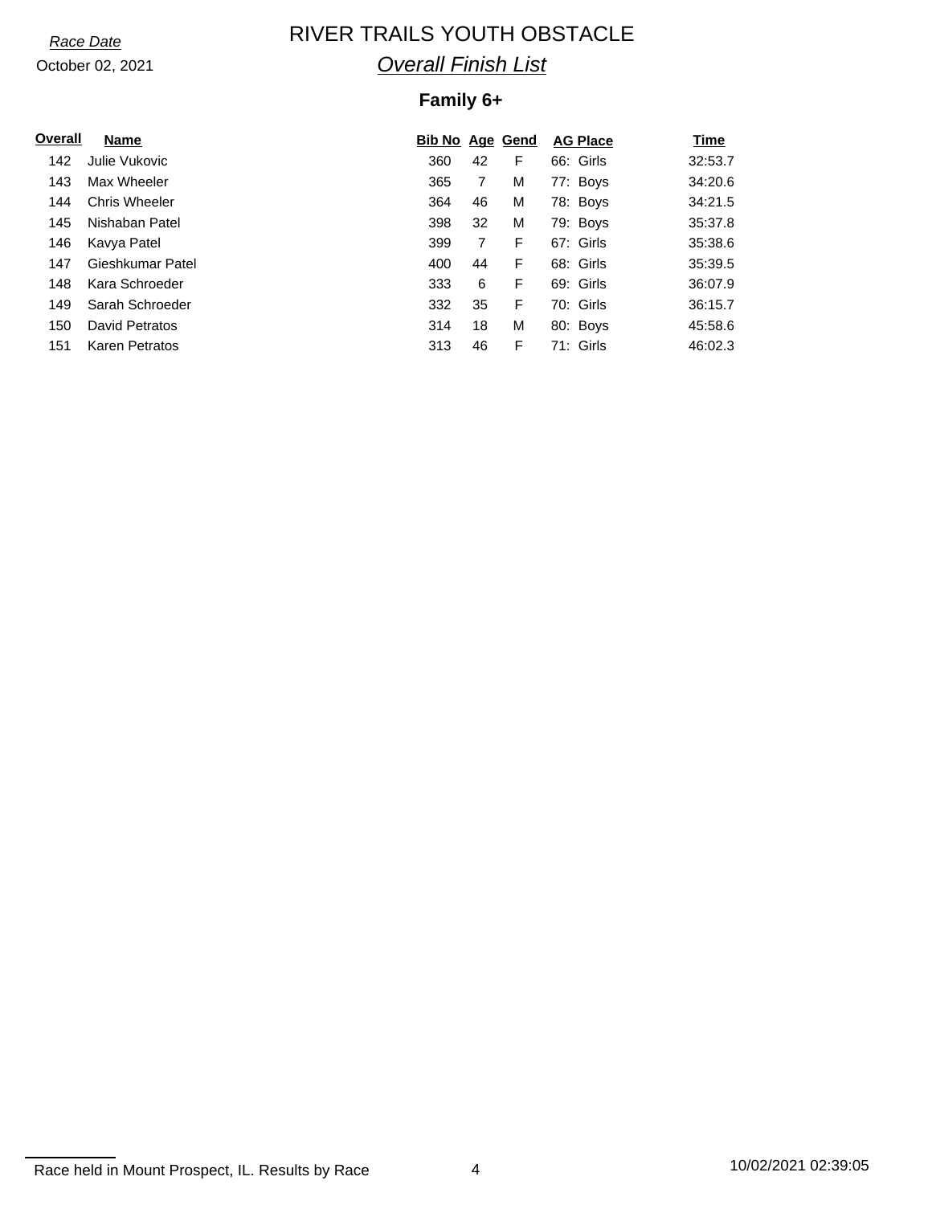*Race Date*

October 02, 2021

# RIVER TRAILS YOUTH OBSTACLE

## *Overall Finish List*

### Family 6+

| Overall | Name | Bib No | Age | Gend | AG Place | Time |
|---|---|---|---|---|---|---|
| 142 | Julie Vukovic | 360 | 42 | F | 66: Girls | 32:53.7 |
| 143 | Max Wheeler | 365 | 7 | M | 77: Boys | 34:20.6 |
| 144 | Chris Wheeler | 364 | 46 | M | 78: Boys | 34:21.5 |
| 145 | Nishaban Patel | 398 | 32 | M | 79: Boys | 35:37.8 |
| 146 | Kavya Patel | 399 | 7 | F | 67: Girls | 35:38.6 |
| 147 | Gieshkumar Patel | 400 | 44 | F | 68: Girls | 35:39.5 |
| 148 | Kara Schroeder | 333 | 6 | F | 69: Girls | 36:07.9 |
| 149 | Sarah Schroeder | 332 | 35 | F | 70: Girls | 36:15.7 |
| 150 | David Petratos | 314 | 18 | M | 80: Boys | 45:58.6 |
| 151 | Karen Petratos | 313 | 46 | F | 71: Girls | 46:02.3 |

Race held in Mount Prospect, IL. Results by Race

10/02/2021 02:39:05